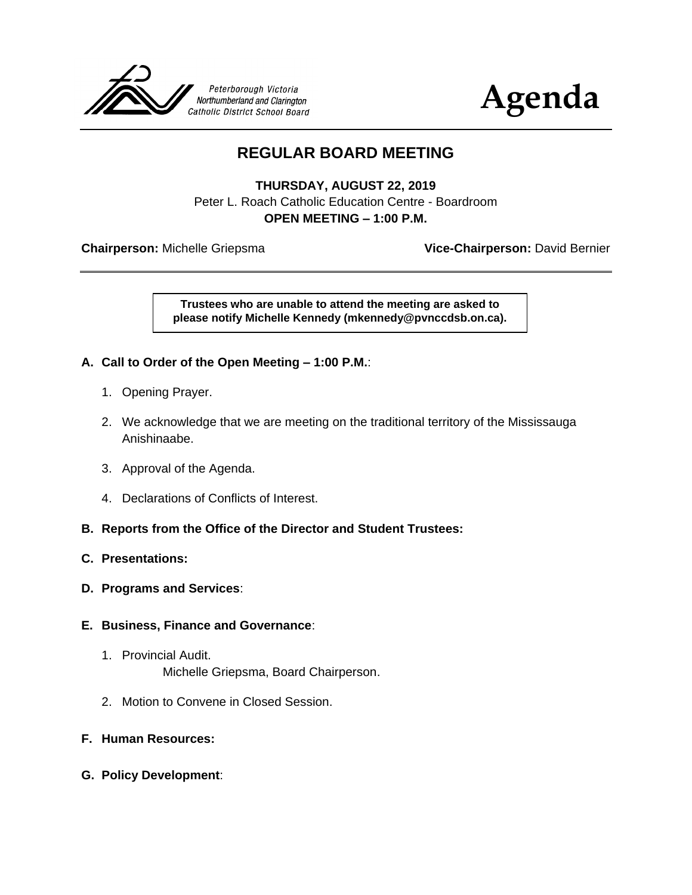Peterborough Victoria
Northumberland and Clarington
Catholic District School Board

# Agenda

## REGULAR BOARD MEETING

**THURSDAY, AUGUST 22, 2019**
Peter L. Roach Catholic Education Centre - Boardroom
**OPEN MEETING – 1:00 P.M.**

**Chairperson:** Michelle Griepsma **Vice-Chairperson:** David Bernier

**Trustees who are unable to attend the meeting are asked to please notify Michelle Kennedy (mkennedy@pvnccdsb.on.ca).**

**A. Call to Order of the Open Meeting – 1:00 P.M.**:

1. Opening Prayer.
2. We acknowledge that we are meeting on the traditional territory of the Mississauga Anishinaabe.
3. Approval of the Agenda.
4. Declarations of Conflicts of Interest.

**B. Reports from the Office of the Director and Student Trustees:**

**C. Presentations:**

**D. Programs and Services**:

**E. Business, Finance and Governance**:

1. Provincial Audit.
   Michelle Griepsma, Board Chairperson.
2. Motion to Convene in Closed Session.

**F. Human Resources:**

**G. Policy Development**: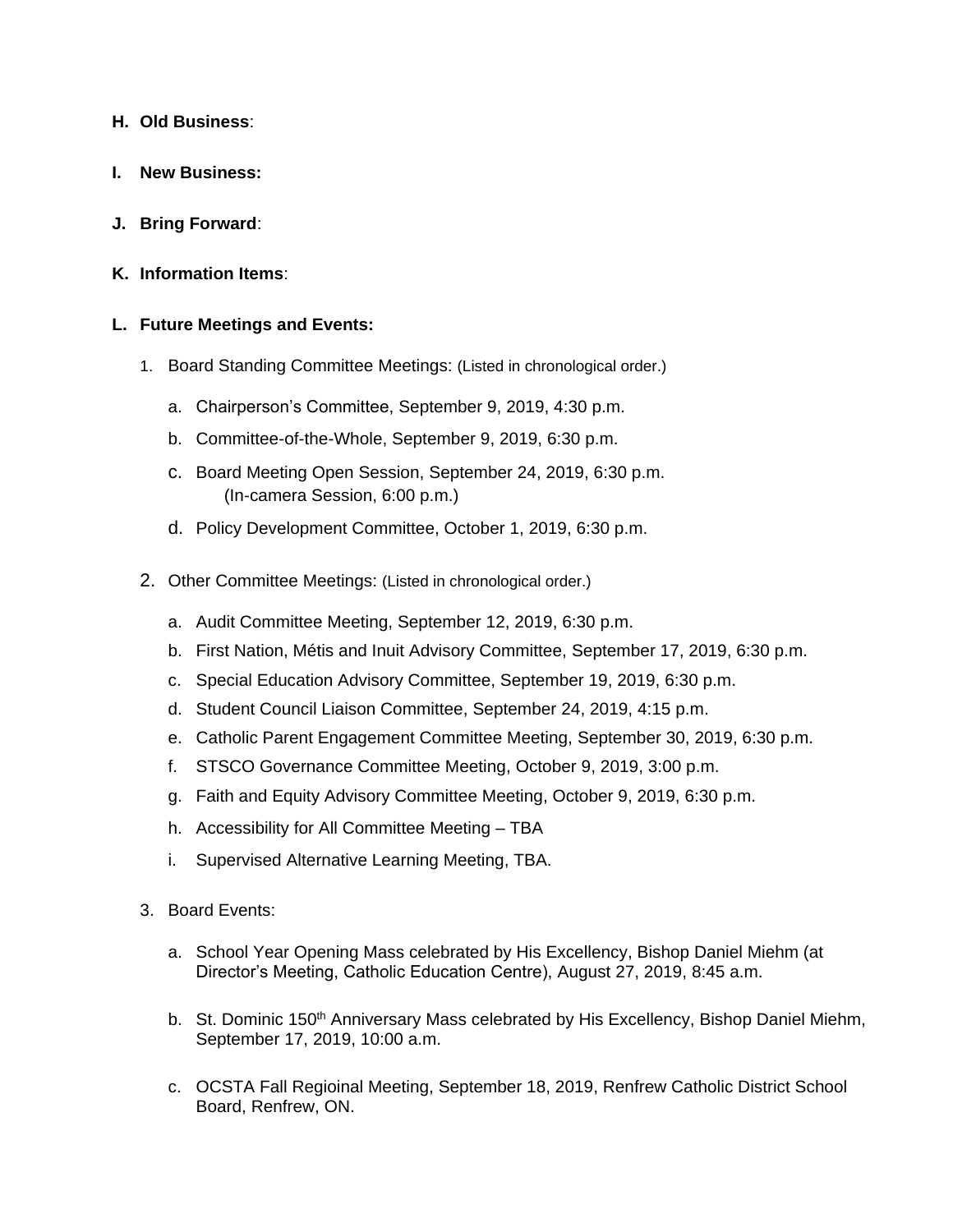**H. Old Business**:

**I. New Business:**

**J. Bring Forward**:

**K. Information Items**:

**L. Future Meetings and Events:**

1. Board Standing Committee Meetings: (Listed in chronological order.)

   a. Chairperson's Committee, September 9, 2019, 4:30 p.m.

   b. Committee-of-the-Whole, September 9, 2019, 6:30 p.m.

   c. Board Meeting Open Session, September 24, 2019, 6:30 p.m.
      (In-camera Session, 6:00 p.m.)

   d. Policy Development Committee, October 1, 2019, 6:30 p.m.

2. Other Committee Meetings: (Listed in chronological order.)

   a. Audit Committee Meeting, September 12, 2019, 6:30 p.m.
   b. First Nation, Métis and Inuit Advisory Committee, September 17, 2019, 6:30 p.m.
   c. Special Education Advisory Committee, September 19, 2019, 6:30 p.m.
   d. Student Council Liaison Committee, September 24, 2019, 4:15 p.m.
   e. Catholic Parent Engagement Committee Meeting, September 30, 2019, 6:30 p.m.
   f. STSCO Governance Committee Meeting, October 9, 2019, 3:00 p.m.
   g. Faith and Equity Advisory Committee Meeting, October 9, 2019, 6:30 p.m.
   h. Accessibility for All Committee Meeting – TBA
   i. Supervised Alternative Learning Meeting, TBA.

3. Board Events:

   a. School Year Opening Mass celebrated by His Excellency, Bishop Daniel Miehm (at Director's Meeting, Catholic Education Centre), August 27, 2019, 8:45 a.m.

   b. St. Dominic 150th Anniversary Mass celebrated by His Excellency, Bishop Daniel Miehm, September 17, 2019, 10:00 a.m.

   c. OCSTA Fall Regioinal Meeting, September 18, 2019, Renfrew Catholic District School Board, Renfrew, ON.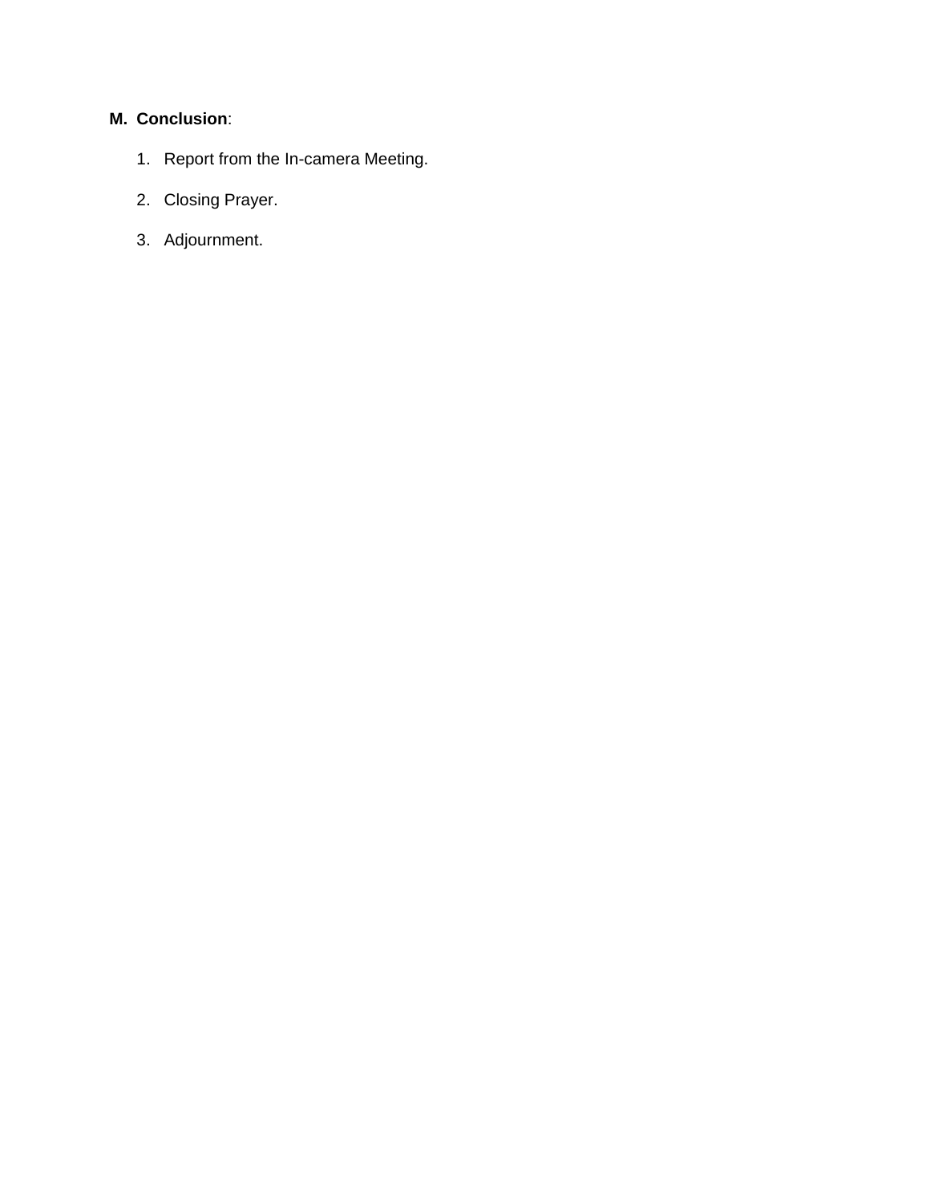**M. Conclusion**:

1. Report from the In-camera Meeting.
2. Closing Prayer.
3. Adjournment.